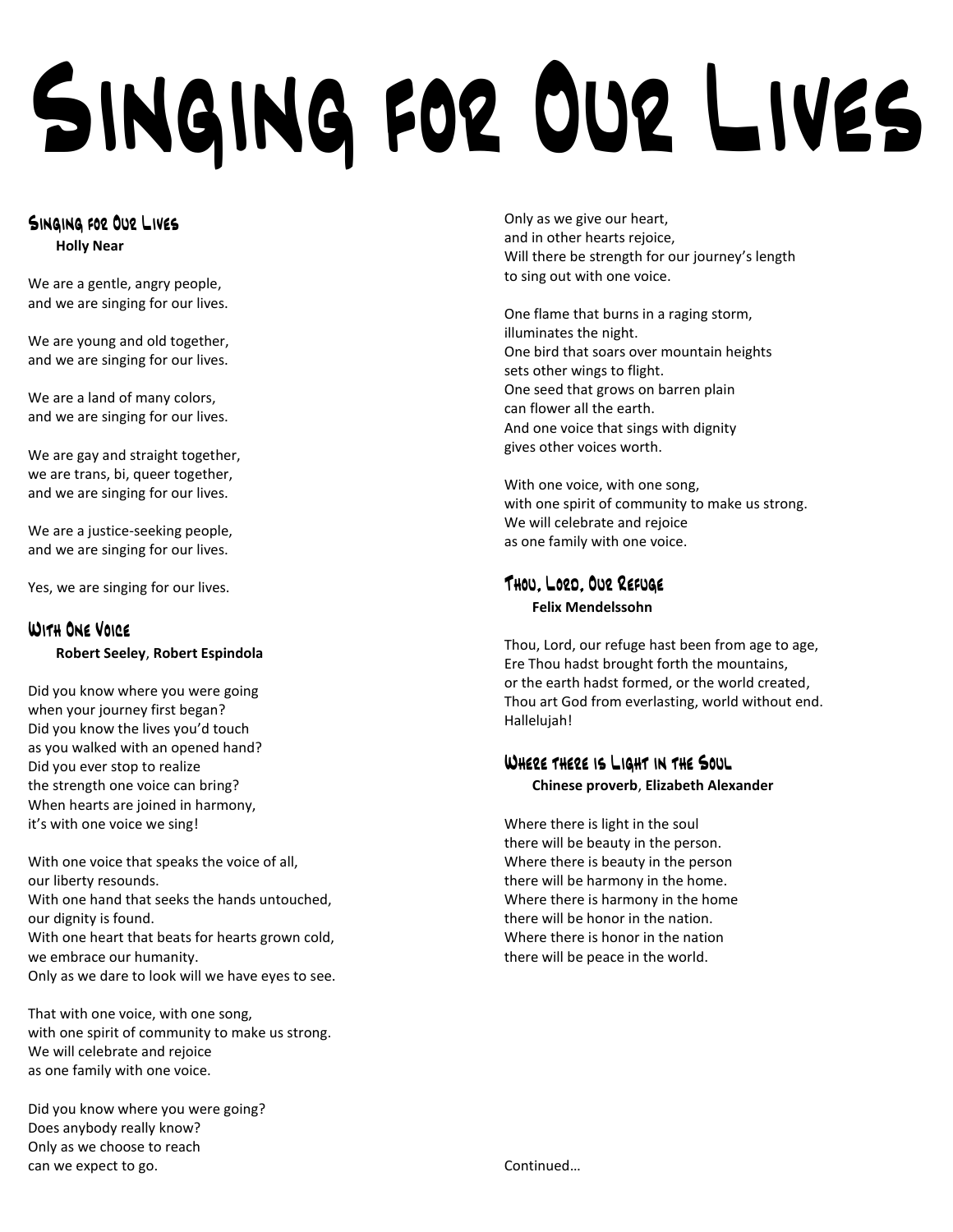# Singing for Our Lives

## Singing for Our Lives

**Holly Near**

We are a gentle, angry people,
and we are singing for our lives.

We are young and old together,
and we are singing for our lives.

We are a land of many colors,
and we are singing for our lives.

We are gay and straight together,
we are trans, bi, queer together,
and we are singing for our lives.

We are a justice-seeking people,
and we are singing for our lives.

Yes, we are singing for our lives.

## With One Voice

**Robert Seeley**, **Robert Espindola**

Did you know where you were going
when your journey first began?
Did you know the lives you'd touch
as you walked with an opened hand?
Did you ever stop to realize
the strength one voice can bring?
When hearts are joined in harmony,
it's with one voice we sing!

With one voice that speaks the voice of all,
our liberty resounds.
With one hand that seeks the hands untouched,
our dignity is found.
With one heart that beats for hearts grown cold,
we embrace our humanity.
Only as we dare to look will we have eyes to see.

That with one voice, with one song,
with one spirit of community to make us strong.
We will celebrate and rejoice
as one family with one voice.

Did you know where you were going?
Does anybody really know?
Only as we choose to reach
can we expect to go.
Only as we give our heart,
and in other hearts rejoice,
Will there be strength for our journey's length
to sing out with one voice.

One flame that burns in a raging storm,
illuminates the night.
One bird that soars over mountain heights
sets other wings to flight.
One seed that grows on barren plain
can flower all the earth.
And one voice that sings with dignity
gives other voices worth.

With one voice, with one song,
with one spirit of community to make us strong.
We will celebrate and rejoice
as one family with one voice.

## Thou, Lord, Our Refuge

**Felix Mendelssohn**

Thou, Lord, our refuge hast been from age to age,
Ere Thou hadst brought forth the mountains,
or the earth hadst formed, or the world created,
Thou art God from everlasting, world without end.
Hallelujah!

## Where there is Light in the Soul

**Chinese proverb**, **Elizabeth Alexander**

Where there is light in the soul
there will be beauty in the person.
Where there is beauty in the person
there will be harmony in the home.
Where there is harmony in the home
there will be honor in the nation.
Where there is honor in the nation
there will be peace in the world.

Continued…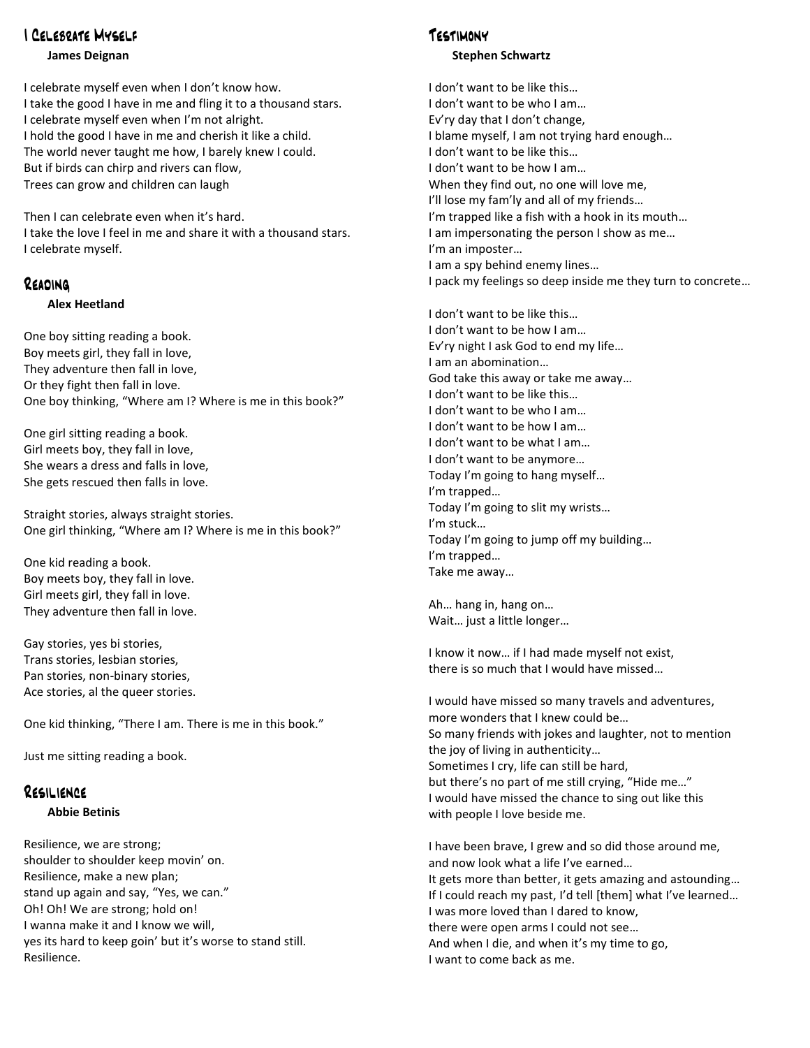## I Celebrate Myself

**James Deignan**

I celebrate myself even when I don't know how.
I take the good I have in me and fling it to a thousand stars.
I celebrate myself even when I'm not alright.
I hold the good I have in me and cherish it like a child.
The world never taught me how, I barely knew I could.
But if birds can chirp and rivers can flow,
Trees can grow and children can laugh

Then I can celebrate even when it's hard.
I take the love I feel in me and share it with a thousand stars.
I celebrate myself.

## Reading

**Alex Heetland**

One boy sitting reading a book.
Boy meets girl, they fall in love,
They adventure then fall in love,
Or they fight then fall in love.
One boy thinking, "Where am I? Where is me in this book?"

One girl sitting reading a book.
Girl meets boy, they fall in love,
She wears a dress and falls in love,
She gets rescued then falls in love.

Straight stories, always straight stories.
One girl thinking, "Where am I? Where is me in this book?"

One kid reading a book.
Boy meets boy, they fall in love.
Girl meets girl, they fall in love.
They adventure then fall in love.

Gay stories, yes bi stories,
Trans stories, lesbian stories,
Pan stories, non-binary stories,
Ace stories, al the queer stories.

One kid thinking, "There I am. There is me in this book."

Just me sitting reading a book.

## Resilience

**Abbie Betinis**

Resilience, we are strong;
shoulder to shoulder keep movin' on.
Resilience, make a new plan;
stand up again and say, "Yes, we can."
Oh! Oh! We are strong; hold on!
I wanna make it and I know we will,
yes its hard to keep goin' but it's worse to stand still.
Resilience.

## Testimony

**Stephen Schwartz**

I don't want to be like this…
I don't want to be who I am…
Ev'ry day that I don't change,
I blame myself, I am not trying hard enough…
I don't want to be like this…
I don't want to be how I am…
When they find out, no one will love me,
I'll lose my fam'ly and all of my friends…
I'm trapped like a fish with a hook in its mouth…
I am impersonating the person I show as me…
I'm an imposter…
I am a spy behind enemy lines…
I pack my feelings so deep inside me they turn to concrete…

I don't want to be like this…
I don't want to be how I am…
Ev'ry night I ask God to end my life…
I am an abomination…
God take this away or take me away…
I don't want to be like this…
I don't want to be who I am…
I don't want to be how I am…
I don't want to be what I am…
I don't want to be anymore…
Today I'm going to hang myself…
I'm trapped…
Today I'm going to slit my wrists…
I'm stuck…
Today I'm going to jump off my building…
I'm trapped…
Take me away…

Ah… hang in, hang on…
Wait… just a little longer…

I know it now… if I had made myself not exist,
there is so much that I would have missed…

I would have missed so many travels and adventures,
more wonders that I knew could be…
So many friends with jokes and laughter, not to mention
the joy of living in authenticity…
Sometimes I cry, life can still be hard,
but there's no part of me still crying, "Hide me…"
I would have missed the chance to sing out like this
with people I love beside me.

I have been brave, I grew and so did those around me,
and now look what a life I've earned…
It gets more than better, it gets amazing and astounding…
If I could reach my past, I'd tell [them] what I've learned…
I was more loved than I dared to know,
there were open arms I could not see…
And when I die, and when it's my time to go,
I want to come back as me.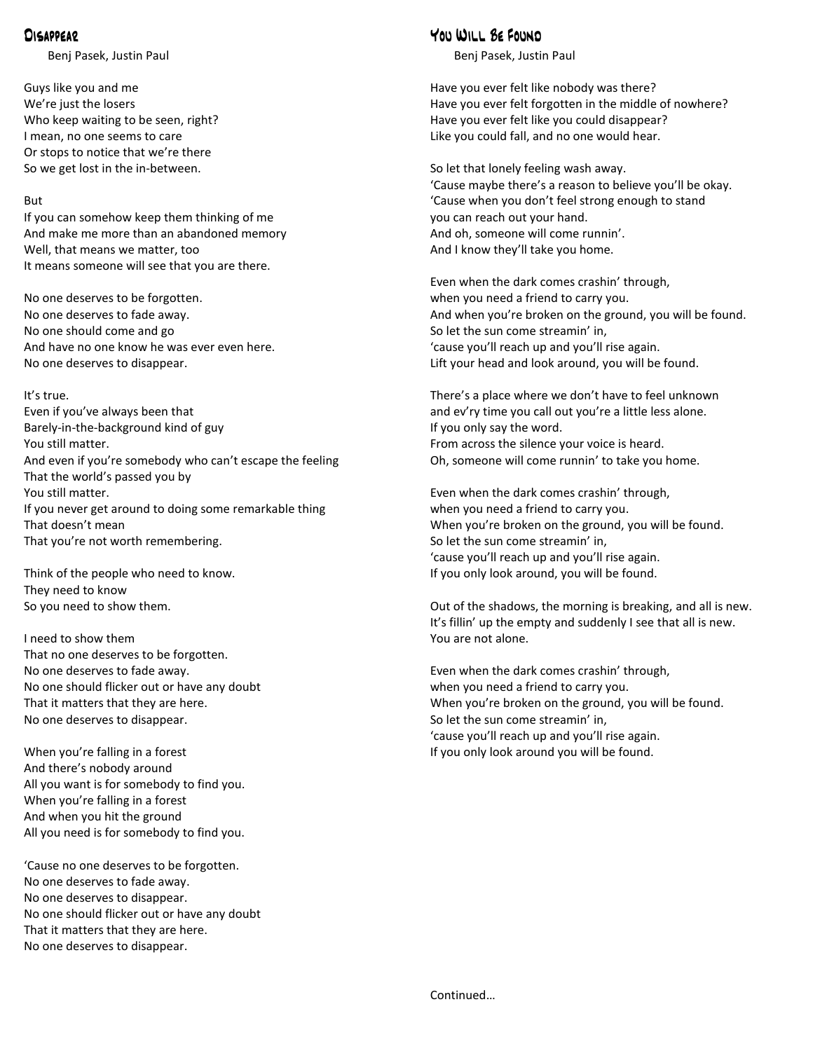## Disappear

Benj Pasek, Justin Paul

Guys like you and me
We're just the losers
Who keep waiting to be seen, right?
I mean, no one seems to care
Or stops to notice that we're there
So we get lost in the in-between.

But
If you can somehow keep them thinking of me
And make me more than an abandoned memory
Well, that means we matter, too
It means someone will see that you are there.

No one deserves to be forgotten.
No one deserves to fade away.
No one should come and go
And have no one know he was ever even here.
No one deserves to disappear.

It's true.
Even if you've always been that
Barely-in-the-background kind of guy
You still matter.
And even if you're somebody who can't escape the feeling
That the world's passed you by
You still matter.
If you never get around to doing some remarkable thing
That doesn't mean
That you're not worth remembering.

Think of the people who need to know.
They need to know
So you need to show them.

I need to show them
That no one deserves to be forgotten.
No one deserves to fade away.
No one should flicker out or have any doubt
That it matters that they are here.
No one deserves to disappear.

When you're falling in a forest
And there's nobody around
All you want is for somebody to find you.
When you're falling in a forest
And when you hit the ground
All you need is for somebody to find you.

'Cause no one deserves to be forgotten.
No one deserves to fade away.
No one deserves to disappear.
No one should flicker out or have any doubt
That it matters that they are here.
No one deserves to disappear.

## You Will Be Found

Benj Pasek, Justin Paul

Have you ever felt like nobody was there?
Have you ever felt forgotten in the middle of nowhere?
Have you ever felt like you could disappear?
Like you could fall, and no one would hear.

So let that lonely feeling wash away.
'Cause maybe there's a reason to believe you'll be okay.
'Cause when you don't feel strong enough to stand
you can reach out your hand.
And oh, someone will come runnin'.
And I know they'll take you home.

Even when the dark comes crashin' through,
when you need a friend to carry you.
And when you're broken on the ground, you will be found.
So let the sun come streamin' in,
'cause you'll reach up and you'll rise again.
Lift your head and look around, you will be found.

There's a place where we don't have to feel unknown
and ev'ry time you call out you're a little less alone.
If you only say the word.
From across the silence your voice is heard.
Oh, someone will come runnin' to take you home.

Even when the dark comes crashin' through,
when you need a friend to carry you.
When you're broken on the ground, you will be found.
So let the sun come streamin' in,
'cause you'll reach up and you'll rise again.
If you only look around, you will be found.

Out of the shadows, the morning is breaking, and all is new.
It's fillin' up the empty and suddenly I see that all is new.
You are not alone.

Even when the dark comes crashin' through,
when you need a friend to carry you.
When you're broken on the ground, you will be found.
So let the sun come streamin' in,
'cause you'll reach up and you'll rise again.
If you only look around you will be found.

Continued…